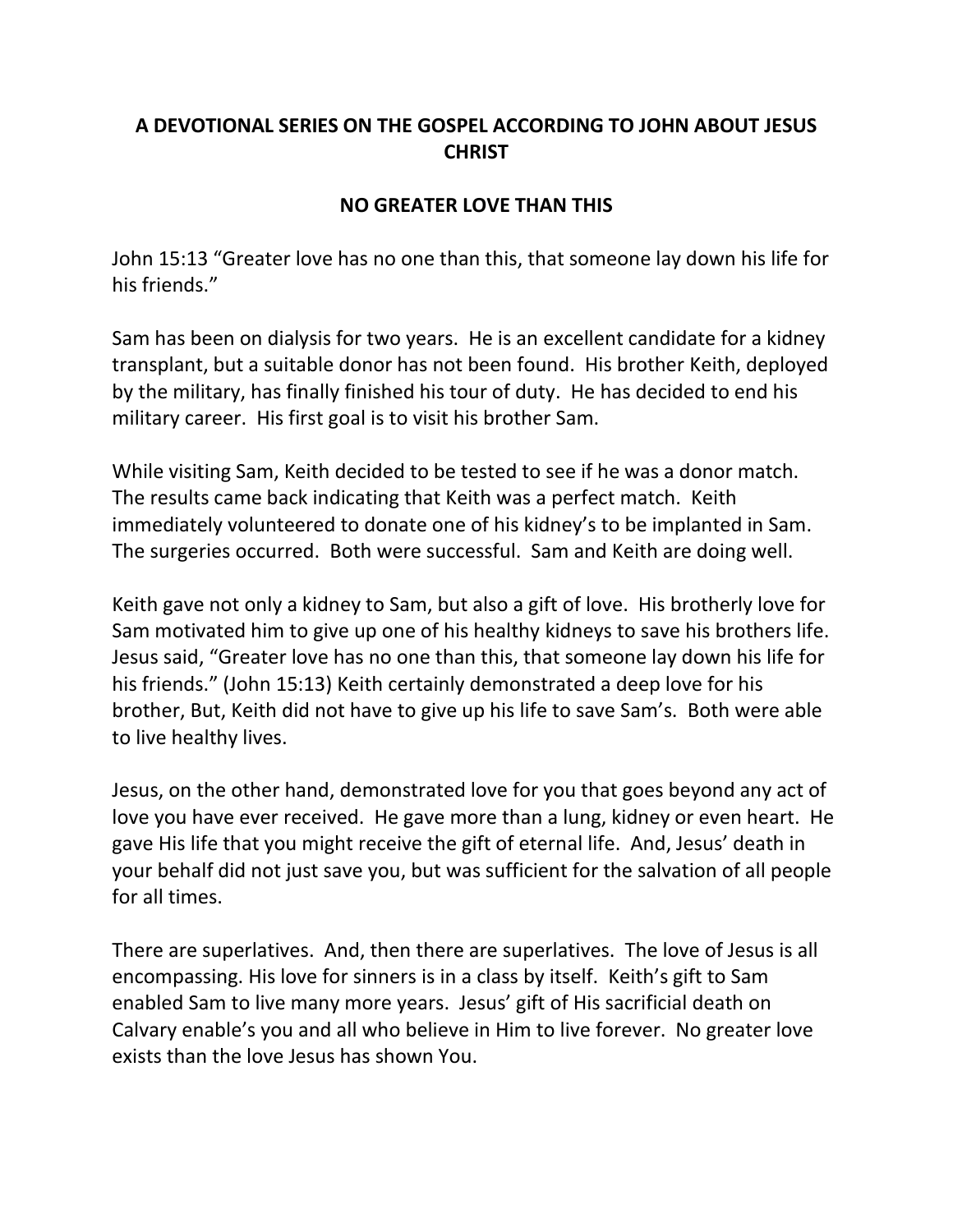## A DEVOTIONAL SERIES ON THE GOSPEL ACCORDING TO JOHN ABOUT JESUS CHRIST

## NO GREATER LOVE THAN THIS

John 15:13 "Greater love has no one than this, that someone lay down his life for his friends."

Sam has been on dialysis for two years. He is an excellent candidate for a kidney transplant, but a suitable donor has not been found. His brother Keith, deployed by the military, has finally finished his tour of duty. He has decided to end his military career. His first goal is to visit his brother Sam.

While visiting Sam, Keith decided to be tested to see if he was a donor match. The results came back indicating that Keith was a perfect match. Keith immediately volunteered to donate one of his kidney's to be implanted in Sam. The surgeries occurred. Both were successful. Sam and Keith are doing well.

Keith gave not only a kidney to Sam, but also a gift of love. His brotherly love for Sam motivated him to give up one of his healthy kidneys to save his brothers life. Jesus said, "Greater love has no one than this, that someone lay down his life for his friends." (John 15:13) Keith certainly demonstrated a deep love for his brother, But, Keith did not have to give up his life to save Sam's. Both were able to live healthy lives.

Jesus, on the other hand, demonstrated love for you that goes beyond any act of love you have ever received. He gave more than a lung, kidney or even heart. He gave His life that you might receive the gift of eternal life. And, Jesus' death in your behalf did not just save you, but was sufficient for the salvation of all people for all times.

There are superlatives. And, then there are superlatives. The love of Jesus is all encompassing. His love for sinners is in a class by itself. Keith's gift to Sam enabled Sam to live many more years. Jesus' gift of His sacrificial death on Calvary enable's you and all who believe in Him to live forever. No greater love exists than the love Jesus has shown You.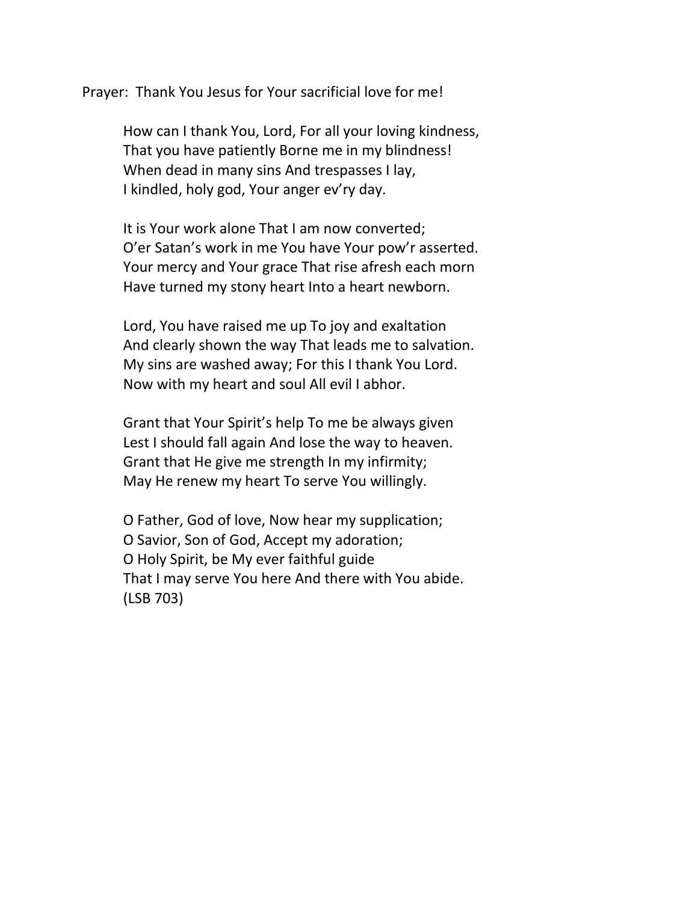Prayer: Thank You Jesus for Your sacrificial love for me!

How can I thank You, Lord, For all your loving kindness,  
That you have patiently Borne me in my blindness!  
When dead in many sins And trespasses I lay,  
I kindled, holy god, Your anger ev'ry day.

It is Your work alone That I am now converted;  
O'er Satan's work in me You have Your pow'r asserted.  
Your mercy and Your grace That rise afresh each morn  
Have turned my stony heart Into a heart newborn.

Lord, You have raised me up To joy and exaltation  
And clearly shown the way That leads me to salvation.  
My sins are washed away; For this I thank You Lord.  
Now with my heart and soul All evil I abhor.

Grant that Your Spirit's help To me be always given  
Lest I should fall again And lose the way to heaven.  
Grant that He give me strength In my infirmity;  
May He renew my heart To serve You willingly.

O Father, God of love, Now hear my supplication;  
O Savior, Son of God, Accept my adoration;  
O Holy Spirit, be My ever faithful guide  
That I may serve You here And there with You abide.  
(LSB 703)